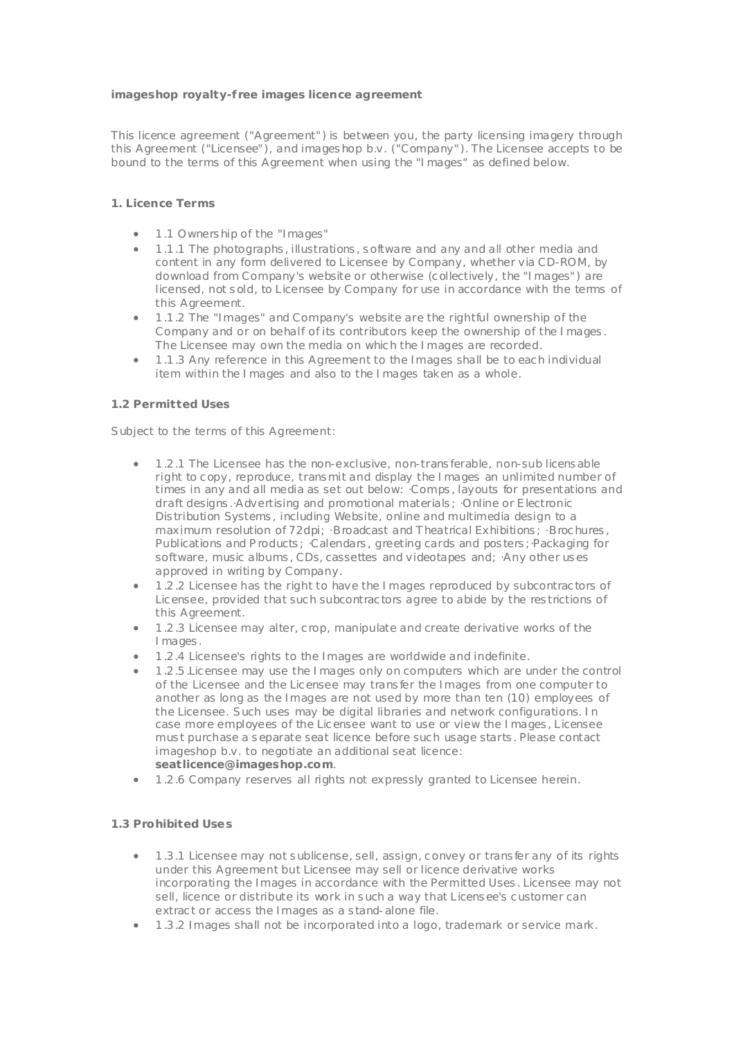**imageshop royalty-free images licence agreement**

This licence agreement ("Agreement") is between you, the party licensing imagery through this Agreement ("Licensee"), and imageshop b.v. ("Company"). The Licensee accepts to be bound to the terms of this Agreement when using the "Images" as defined below.

### 1. Licence Terms

- 1.1 Ownership of the "Images"
- 1.1.1 The photographs, illustrations, software and any and all other media and content in any form delivered to Licensee by Company, whether via CD-ROM, by download from Company's website or otherwise (collectively, the "Images") are licensed, not sold, to Licensee by Company for use in accordance with the terms of this Agreement.
- 1.1.2 The "Images" and Company's website are the rightful ownership of the Company and or on behalf of its contributors keep the ownership of the Images. The Licensee may own the media on which the Images are recorded.
- 1.1.3 Any reference in this Agreement to the Images shall be to each individual item within the Images and also to the Images taken as a whole.

### 1.2 Permitted Uses

Subject to the terms of this Agreement:

- 1.2.1 The Licensee has the non-exclusive, non-transferable, non-sub licensable right to copy, reproduce, transmit and display the Images an unlimited number of times in any and all media as set out below: ·Comps, layouts for presentations and draft designs.·Advertising and promotional materials; ·Online or Electronic Distribution Systems, including Website, online and multimedia design to a maximum resolution of 72dpi; ·Broadcast and Theatrical Exhibitions; ·Brochures, Publications and Products; ·Calendars, greeting cards and posters;·Packaging for software, music albums, CDs, cassettes and videotapes and; ·Any other uses approved in writing by Company.
- 1.2.2 Licensee has the right to have the Images reproduced by subcontractors of Licensee, provided that such subcontractors agree to abide by the restrictions of this Agreement.
- 1.2.3 Licensee may alter, crop, manipulate and create derivative works of the Images.
- 1.2.4 Licensee's rights to the Images are worldwide and indefinite.
- 1.2.5.Licensee may use the Images only on computers which are under the control of the Licensee and the Licensee may transfer the Images from one computer to another as long as the Images are not used by more than ten (10) employees of the Licensee. Such uses may be digital libraries and network configurations. In case more employees of the Licensee want to use or view the Images, Licensee must purchase a separate seat licence before such usage starts. Please contact imageshop b.v. to negotiate an additional seat licence: **seatlicence@imageshop.com**.
- 1.2.6 Company reserves all rights not expressly granted to Licensee herein.

### 1.3 Prohibited Uses

- 1.3.1 Licensee may not sublicense, sell, assign, convey or transfer any of its rights under this Agreement but Licensee may sell or licence derivative works incorporating the Images in accordance with the Permitted Uses. Licensee may not sell, licence or distribute its work in such a way that Licensee's customer can extract or access the Images as a stand-alone file.
- 1.3.2 Images shall not be incorporated into a logo, trademark or service mark.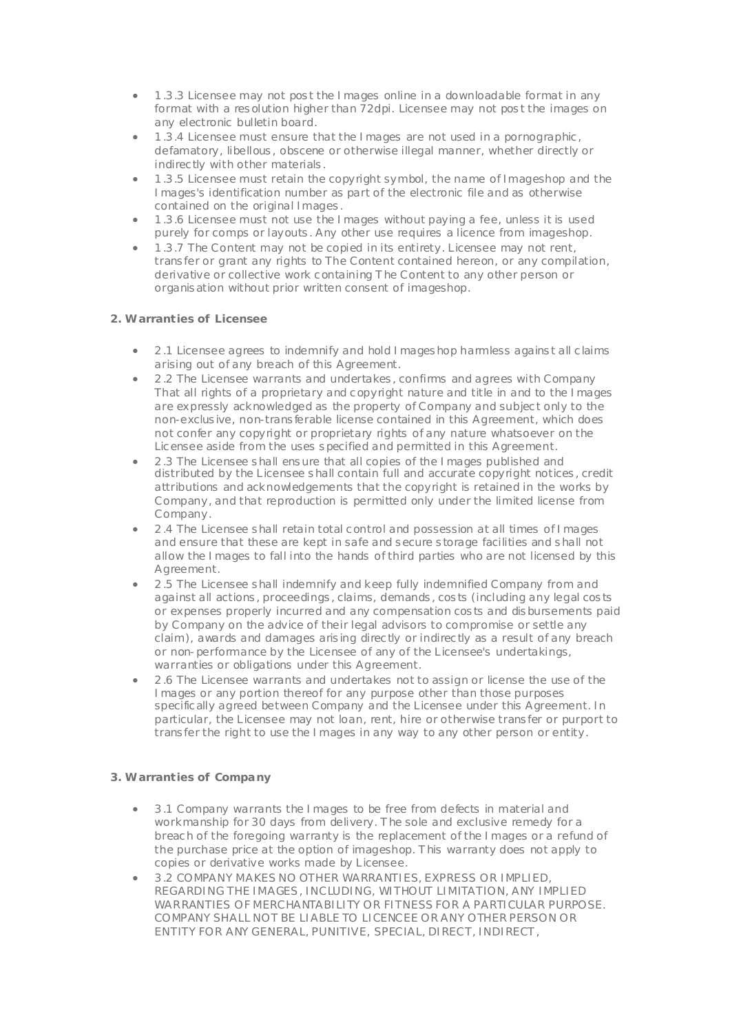- 1.3.3 Licensee may not post the Images online in a downloadable format in any format with a resolution higher than 72dpi. Licensee may not post the images on any electronic bulletin board.
- 1.3.4 Licensee must ensure that the Images are not used in a pornographic, defamatory, libellous, obscene or otherwise illegal manner, whether directly or indirectly with other materials.
- 1.3.5 Licensee must retain the copyright symbol, the name of Imageshop and the Images's identification number as part of the electronic file and as otherwise contained on the original Images.
- 1.3.6 Licensee must not use the Images without paying a fee, unless it is used purely for comps or layouts. Any other use requires a licence from imageshop.
- 1.3.7 The Content may not be copied in its entirety. Licensee may not rent, transfer or grant any rights to The Content contained hereon, or any compilation, derivative or collective work containing The Content to any other person or organisation without prior written consent of imageshop.

**2. Warranties of Licensee**

- 2.1 Licensee agrees to indemnify and hold Imageshop harmless against all claims arising out of any breach of this Agreement.
- 2.2 The Licensee warrants and undertakes, confirms and agrees with Company That all rights of a proprietary and copyright nature and title in and to the Images are expressly acknowledged as the property of Company and subject only to the non-exclusive, non-transferable license contained in this Agreement, which does not confer any copyright or proprietary rights of any nature whatsoever on the Licensee aside from the uses specified and permitted in this Agreement.
- 2.3 The Licensee shall ensure that all copies of the Images published and distributed by the Licensee shall contain full and accurate copyright notices, credit attributions and acknowledgements that the copyright is retained in the works by Company, and that reproduction is permitted only under the limited license from Company.
- 2.4 The Licensee shall retain total control and possession at all times of Images and ensure that these are kept in safe and secure storage facilities and shall not allow the Images to fall into the hands of third parties who are not licensed by this Agreement.
- 2.5 The Licensee shall indemnify and keep fully indemnified Company from and against all actions, proceedings, claims, demands, costs (including any legal costs or expenses properly incurred and any compensation costs and disbursements paid by Company on the advice of their legal advisors to compromise or settle any claim), awards and damages arising directly or indirectly as a result of any breach or non-performance by the Licensee of any of the Licensee's undertakings, warranties or obligations under this Agreement.
- 2.6 The Licensee warrants and undertakes not to assign or license the use of the Images or any portion thereof for any purpose other than those purposes specifically agreed between Company and the Licensee under this Agreement. In particular, the Licensee may not loan, rent, hire or otherwise transfer or purport to transfer the right to use the Images in any way to any other person or entity.

**3. Warranties of Company**

- 3.1 Company warrants the Images to be free from defects in material and workmanship for 30 days from delivery. The sole and exclusive remedy for a breach of the foregoing warranty is the replacement of the Images or a refund of the purchase price at the option of imageshop. This warranty does not apply to copies or derivative works made by Licensee.
- 3.2 COMPANY MAKES NO OTHER WARRANTIES, EXPRESS OR IMPLIED, REGARDING THE IMAGES, INCLUDING, WITHOUT LIMITATION, ANY IMPLIED WARRANTIES OF MERCHANTABILITY OR FITNESS FOR A PARTICULAR PURPOSE. COMPANY SHALL NOT BE LIABLE TO LICENCEE OR ANY OTHER PERSON OR ENTITY FOR ANY GENERAL, PUNITIVE, SPECIAL, DIRECT, INDIRECT,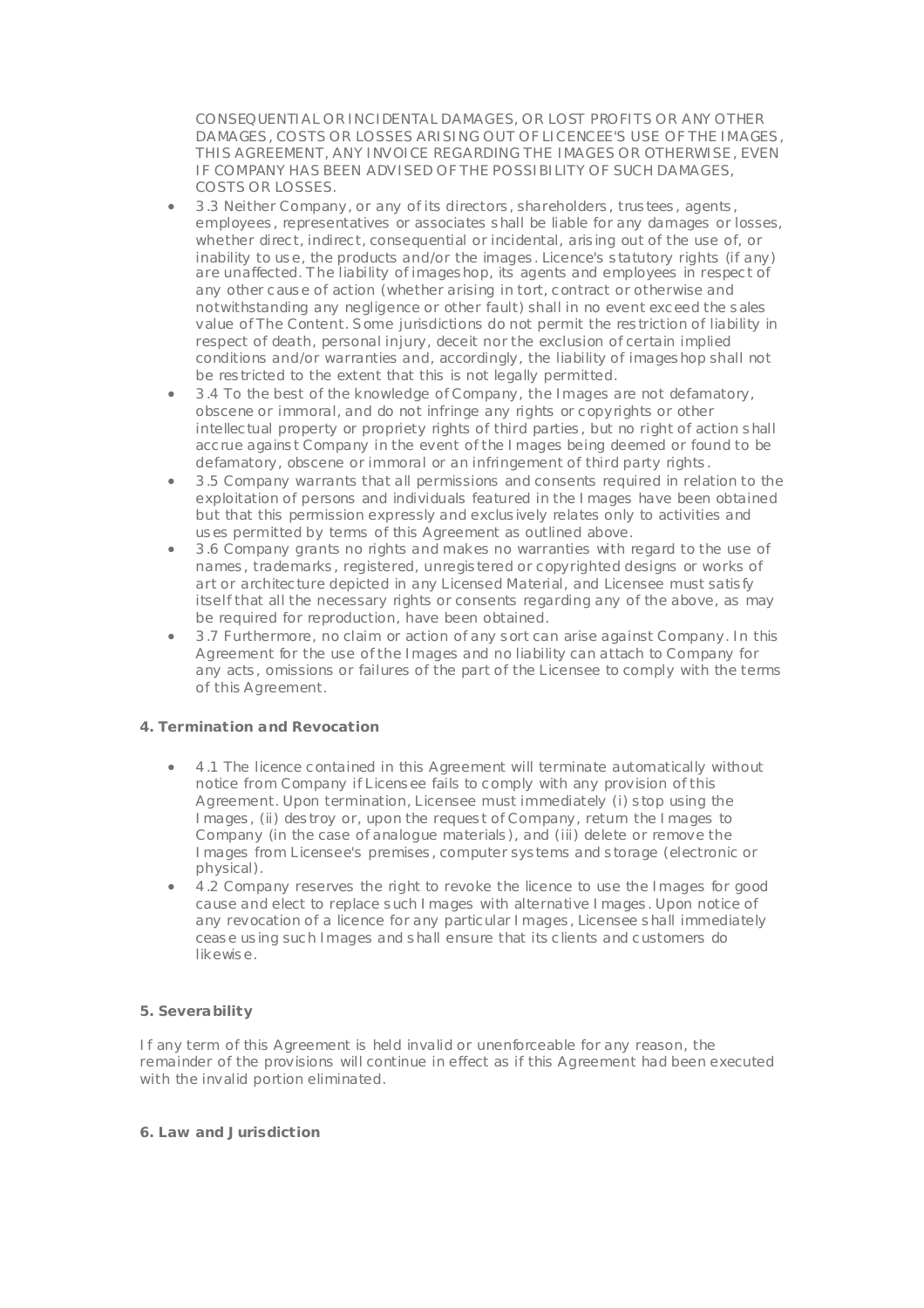CONSEQUENTIAL OR INCIDENTAL DAMAGES, OR LOST PROFITS OR ANY OTHER DAMAGES, COSTS OR LOSSES ARISING OUT OF LICENCEE'S USE OF THE IMAGES, THIS AGREEMENT, ANY INVOICE REGARDING THE IMAGES OR OTHERWISE, EVEN IF COMPANY HAS BEEN ADVISED OF THE POSSIBILITY OF SUCH DAMAGES, COSTS OR LOSSES.

- 3.3 Neither Company, or any of its directors, shareholders, trustees, agents, employees, representatives or associates shall be liable for any damages or losses, whether direct, indirect, consequential or incidental, arising out of the use of, or inability to use, the products and/or the images. Licence's statutory rights (if any) are unaffected. The liability of imageshop, its agents and employees in respect of any other cause of action (whether arising in tort, contract or otherwise and notwithstanding any negligence or other fault) shall in no event exceed the sales value of The Content. Some jurisdictions do not permit the restriction of liability in respect of death, personal injury, deceit nor the exclusion of certain implied conditions and/or warranties and, accordingly, the liability of imageshop shall not be restricted to the extent that this is not legally permitted.
- 3.4 To the best of the knowledge of Company, the Images are not defamatory, obscene or immoral, and do not infringe any rights or copyrights or other intellectual property or propriety rights of third parties, but no right of action shall accrue against Company in the event of the Images being deemed or found to be defamatory, obscene or immoral or an infringement of third party rights.
- 3.5 Company warrants that all permissions and consents required in relation to the exploitation of persons and individuals featured in the Images have been obtained but that this permission expressly and exclusively relates only to activities and uses permitted by terms of this Agreement as outlined above.
- 3.6 Company grants no rights and makes no warranties with regard to the use of names, trademarks, registered, unregistered or copyrighted designs or works of art or architecture depicted in any Licensed Material, and Licensee must satisfy itself that all the necessary rights or consents regarding any of the above, as may be required for reproduction, have been obtained.
- 3.7 Furthermore, no claim or action of any sort can arise against Company. In this Agreement for the use of the Images and no liability can attach to Company for any acts, omissions or failures of the part of the Licensee to comply with the terms of this Agreement.

**4. Termination and Revocation**

- 4.1 The licence contained in this Agreement will terminate automatically without notice from Company if Licensee fails to comply with any provision of this Agreement. Upon termination, Licensee must immediately (i) stop using the Images, (ii) destroy or, upon the request of Company, return the Images to Company (in the case of analogue materials), and (iii) delete or remove the Images from Licensee's premises, computer systems and storage (electronic or physical).
- 4.2 Company reserves the right to revoke the licence to use the Images for good cause and elect to replace such Images with alternative Images. Upon notice of any revocation of a licence for any particular Images, Licensee shall immediately cease using such Images and shall ensure that its clients and customers do likewise.

**5. Severability**

If any term of this Agreement is held invalid or unenforceable for any reason, the remainder of the provisions will continue in effect as if this Agreement had been executed with the invalid portion eliminated.

**6. Law and Jurisdiction**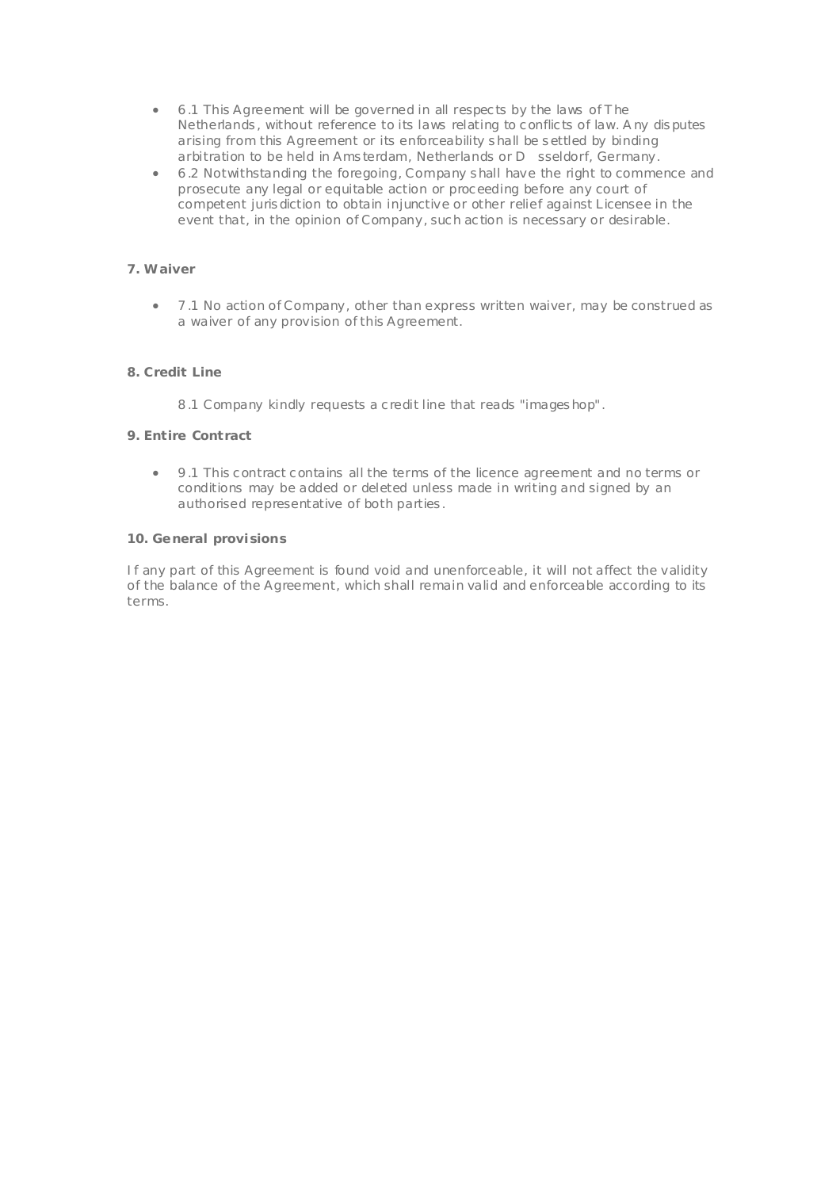- 6.1 This Agreement will be governed in all respects by the laws of The Netherlands, without reference to its laws relating to conflicts of law. Any disputes arising from this Agreement or its enforceability shall be settled by binding arbitration to be held in Amsterdam, Netherlands or D sseldorf, Germany.
- 6.2 Notwithstanding the foregoing, Company shall have the right to commence and prosecute any legal or equitable action or proceeding before any court of competent jurisdiction to obtain injunctive or other relief against Licensee in the event that, in the opinion of Company, such action is necessary or desirable.

**7. Waiver**

- 7.1 No action of Company, other than express written waiver, may be construed as a waiver of any provision of this Agreement.

**8. Credit Line**

8.1 Company kindly requests a credit line that reads "imageshop".

**9. Entire Contract**

- 9.1 This contract contains all the terms of the licence agreement and no terms or conditions may be added or deleted unless made in writing and signed by an authorised representative of both parties.

**10. General provisions**

If any part of this Agreement is found void and unenforceable, it will not affect the validity of the balance of the Agreement, which shall remain valid and enforceable according to its terms.